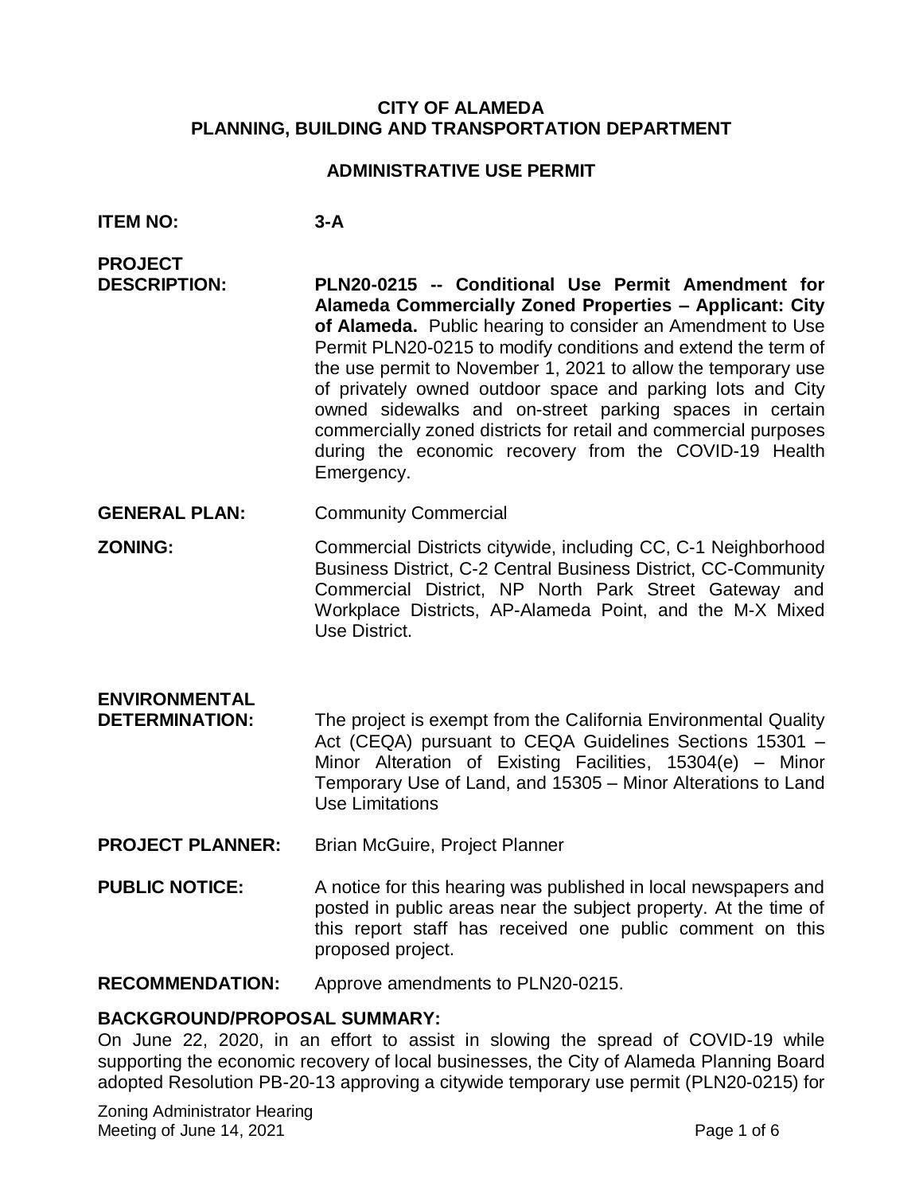**CITY OF ALAMEDA**
**PLANNING, BUILDING AND TRANSPORTATION DEPARTMENT**

**ADMINISTRATIVE USE PERMIT**

**ITEM NO:** **3-A**

**PROJECT DESCRIPTION:** **PLN20-0215 -- Conditional Use Permit Amendment for Alameda Commercially Zoned Properties – Applicant: City of Alameda.** Public hearing to consider an Amendment to Use Permit PLN20-0215 to modify conditions and extend the term of the use permit to November 1, 2021 to allow the temporary use of privately owned outdoor space and parking lots and City owned sidewalks and on-street parking spaces in certain commercially zoned districts for retail and commercial purposes during the economic recovery from the COVID-19 Health Emergency.

**GENERAL PLAN:** Community Commercial

**ZONING:** Commercial Districts citywide, including CC, C-1 Neighborhood Business District, C-2 Central Business District, CC-Community Commercial District, NP North Park Street Gateway and Workplace Districts, AP-Alameda Point, and the M-X Mixed Use District.

**ENVIRONMENTAL DETERMINATION:** The project is exempt from the California Environmental Quality Act (CEQA) pursuant to CEQA Guidelines Sections 15301 – Minor Alteration of Existing Facilities, 15304(e) – Minor Temporary Use of Land, and 15305 – Minor Alterations to Land Use Limitations

**PROJECT PLANNER:** Brian McGuire, Project Planner

**PUBLIC NOTICE:** A notice for this hearing was published in local newspapers and posted in public areas near the subject property. At the time of this report staff has received one public comment on this proposed project.

**RECOMMENDATION:** Approve amendments to PLN20-0215.

**BACKGROUND/PROPOSAL SUMMARY:**

On June 22, 2020, in an effort to assist in slowing the spread of COVID-19 while supporting the economic recovery of local businesses, the City of Alameda Planning Board adopted Resolution PB-20-13 approving a citywide temporary use permit (PLN20-0215) for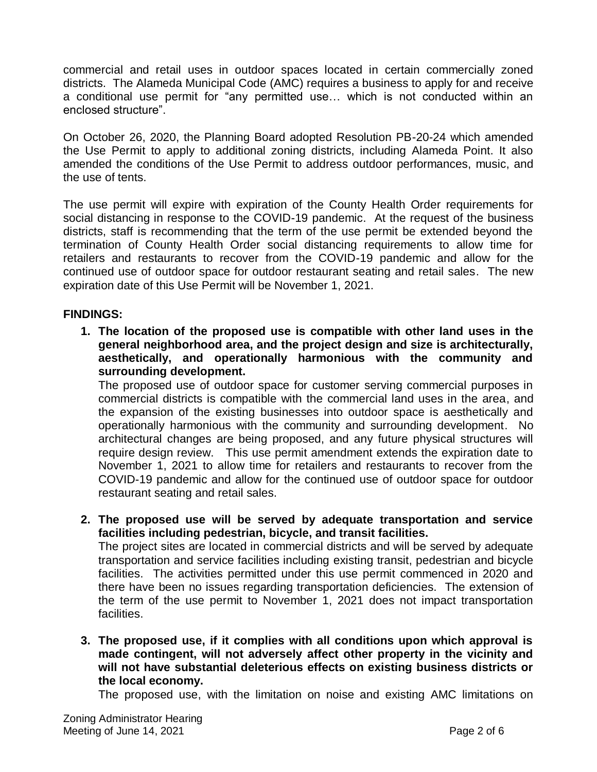commercial and retail uses in outdoor spaces located in certain commercially zoned districts. The Alameda Municipal Code (AMC) requires a business to apply for and receive a conditional use permit for "any permitted use… which is not conducted within an enclosed structure".

On October 26, 2020, the Planning Board adopted Resolution PB-20-24 which amended the Use Permit to apply to additional zoning districts, including Alameda Point. It also amended the conditions of the Use Permit to address outdoor performances, music, and the use of tents.

The use permit will expire with expiration of the County Health Order requirements for social distancing in response to the COVID-19 pandemic. At the request of the business districts, staff is recommending that the term of the use permit be extended beyond the termination of County Health Order social distancing requirements to allow time for retailers and restaurants to recover from the COVID-19 pandemic and allow for the continued use of outdoor space for outdoor restaurant seating and retail sales. The new expiration date of this Use Permit will be November 1, 2021.

**FINDINGS:**

1. **The location of the proposed use is compatible with other land uses in the general neighborhood area, and the project design and size is architecturally, aesthetically, and operationally harmonious with the community and surrounding development.**
   The proposed use of outdoor space for customer serving commercial purposes in commercial districts is compatible with the commercial land uses in the area, and the expansion of the existing businesses into outdoor space is aesthetically and operationally harmonious with the community and surrounding development. No architectural changes are being proposed, and any future physical structures will require design review. This use permit amendment extends the expiration date to November 1, 2021 to allow time for retailers and restaurants to recover from the COVID-19 pandemic and allow for the continued use of outdoor space for outdoor restaurant seating and retail sales.

2. **The proposed use will be served by adequate transportation and service facilities including pedestrian, bicycle, and transit facilities.**
   The project sites are located in commercial districts and will be served by adequate transportation and service facilities including existing transit, pedestrian and bicycle facilities. The activities permitted under this use permit commenced in 2020 and there have been no issues regarding transportation deficiencies. The extension of the term of the use permit to November 1, 2021 does not impact transportation facilities.

3. **The proposed use, if it complies with all conditions upon which approval is made contingent, will not adversely affect other property in the vicinity and will not have substantial deleterious effects on existing business districts or the local economy.**
   The proposed use, with the limitation on noise and existing AMC limitations on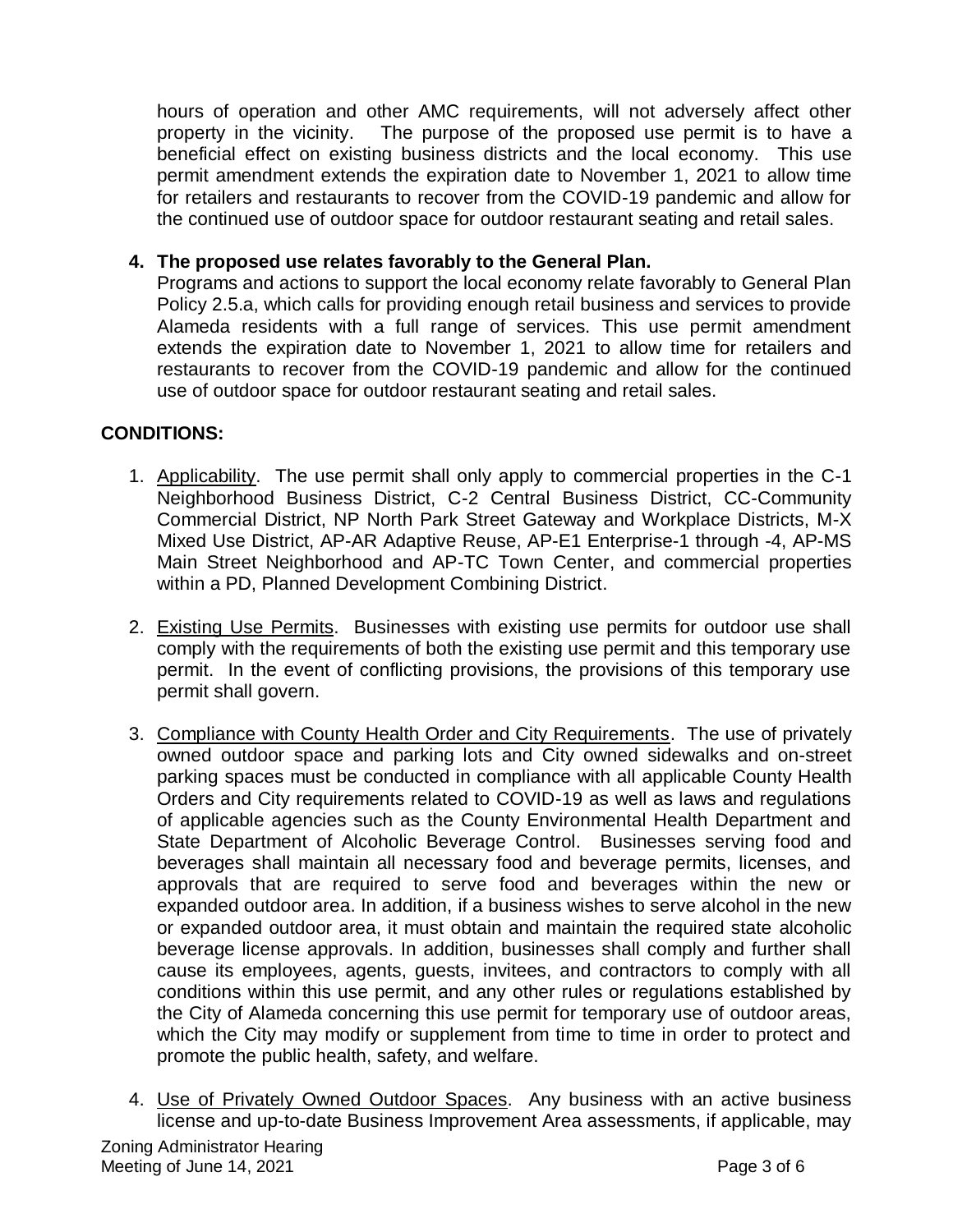hours of operation and other AMC requirements, will not adversely affect other property in the vicinity. The purpose of the proposed use permit is to have a beneficial effect on existing business districts and the local economy. This use permit amendment extends the expiration date to November 1, 2021 to allow time for retailers and restaurants to recover from the COVID-19 pandemic and allow for the continued use of outdoor space for outdoor restaurant seating and retail sales.

4. **The proposed use relates favorably to the General Plan.**
   Programs and actions to support the local economy relate favorably to General Plan Policy 2.5.a, which calls for providing enough retail business and services to provide Alameda residents with a full range of services. This use permit amendment extends the expiration date to November 1, 2021 to allow time for retailers and restaurants to recover from the COVID-19 pandemic and allow for the continued use of outdoor space for outdoor restaurant seating and retail sales.

**CONDITIONS:**

1. Applicability. The use permit shall only apply to commercial properties in the C-1 Neighborhood Business District, C-2 Central Business District, CC-Community Commercial District, NP North Park Street Gateway and Workplace Districts, M-X Mixed Use District, AP-AR Adaptive Reuse, AP-E1 Enterprise-1 through -4, AP-MS Main Street Neighborhood and AP-TC Town Center, and commercial properties within a PD, Planned Development Combining District.

2. Existing Use Permits. Businesses with existing use permits for outdoor use shall comply with the requirements of both the existing use permit and this temporary use permit. In the event of conflicting provisions, the provisions of this temporary use permit shall govern.

3. Compliance with County Health Order and City Requirements. The use of privately owned outdoor space and parking lots and City owned sidewalks and on-street parking spaces must be conducted in compliance with all applicable County Health Orders and City requirements related to COVID-19 as well as laws and regulations of applicable agencies such as the County Environmental Health Department and State Department of Alcoholic Beverage Control. Businesses serving food and beverages shall maintain all necessary food and beverage permits, licenses, and approvals that are required to serve food and beverages within the new or expanded outdoor area. In addition, if a business wishes to serve alcohol in the new or expanded outdoor area, it must obtain and maintain the required state alcoholic beverage license approvals. In addition, businesses shall comply and further shall cause its employees, agents, guests, invitees, and contractors to comply with all conditions within this use permit, and any other rules or regulations established by the City of Alameda concerning this use permit for temporary use of outdoor areas, which the City may modify or supplement from time to time in order to protect and promote the public health, safety, and welfare.

4. Use of Privately Owned Outdoor Spaces. Any business with an active business license and up-to-date Business Improvement Area assessments, if applicable, may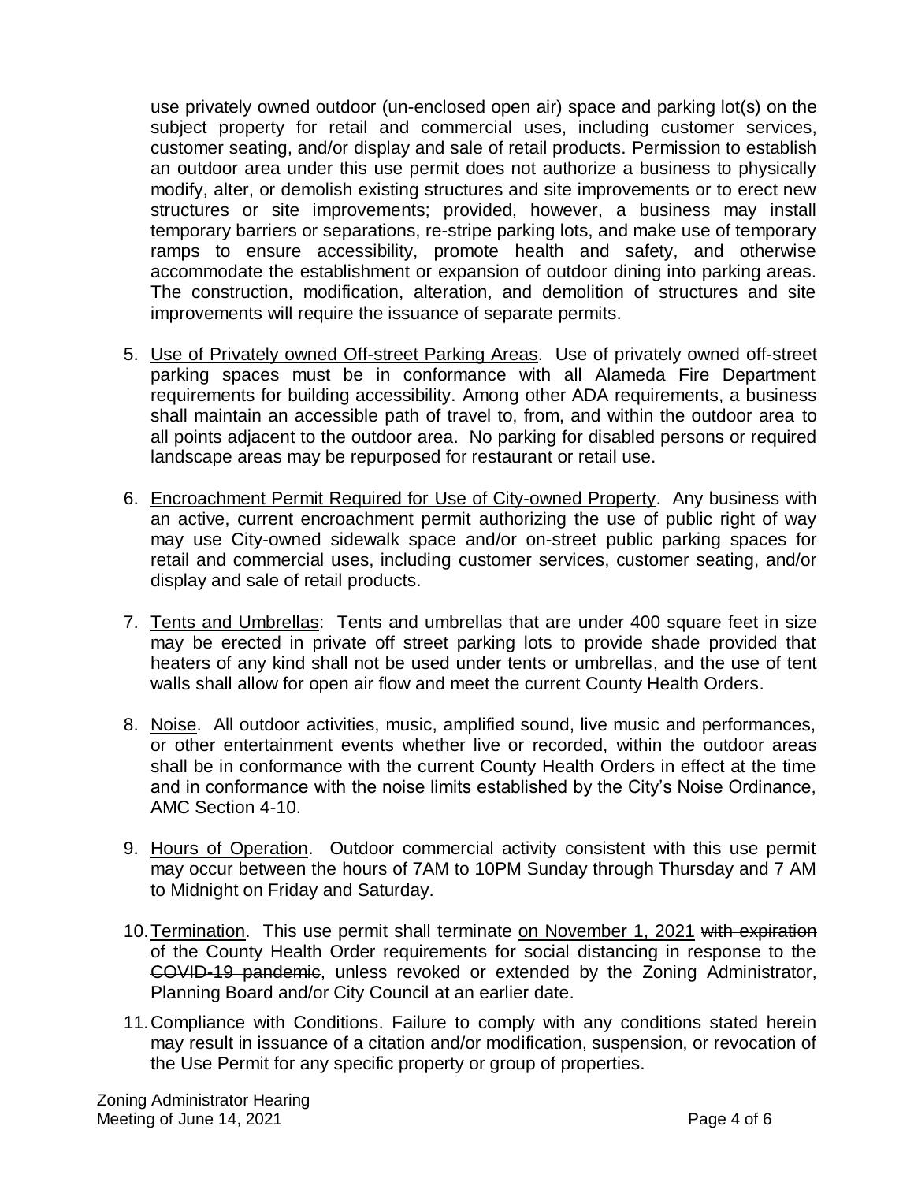use privately owned outdoor (un-enclosed open air) space and parking lot(s) on the subject property for retail and commercial uses, including customer services, customer seating, and/or display and sale of retail products. Permission to establish an outdoor area under this use permit does not authorize a business to physically modify, alter, or demolish existing structures and site improvements or to erect new structures or site improvements; provided, however, a business may install temporary barriers or separations, re-stripe parking lots, and make use of temporary ramps to ensure accessibility, promote health and safety, and otherwise accommodate the establishment or expansion of outdoor dining into parking areas. The construction, modification, alteration, and demolition of structures and site improvements will require the issuance of separate permits.

5. <u>Use of Privately owned Off-street Parking Areas</u>. Use of privately owned off-street parking spaces must be in conformance with all Alameda Fire Department requirements for building accessibility. Among other ADA requirements, a business shall maintain an accessible path of travel to, from, and within the outdoor area to all points adjacent to the outdoor area. No parking for disabled persons or required landscape areas may be repurposed for restaurant or retail use.

6. <u>Encroachment Permit Required for Use of City-owned Property</u>. Any business with an active, current encroachment permit authorizing the use of public right of way may use City-owned sidewalk space and/or on-street public parking spaces for retail and commercial uses, including customer services, customer seating, and/or display and sale of retail products.

7. <u>Tents and Umbrellas</u>: Tents and umbrellas that are under 400 square feet in size may be erected in private off street parking lots to provide shade provided that heaters of any kind shall not be used under tents or umbrellas, and the use of tent walls shall allow for open air flow and meet the current County Health Orders.

8. <u>Noise</u>. All outdoor activities, music, amplified sound, live music and performances, or other entertainment events whether live or recorded, within the outdoor areas shall be in conformance with the current County Health Orders in effect at the time and in conformance with the noise limits established by the City's Noise Ordinance, AMC Section 4-10.

9. <u>Hours of Operation</u>. Outdoor commercial activity consistent with this use permit may occur between the hours of 7AM to 10PM Sunday through Thursday and 7 AM to Midnight on Friday and Saturday.

10. <u>Termination</u>. This use permit shall terminate <u>on November 1, 2021</u> ~~with expiration of the County Health Order requirements for social distancing in response to the COVID-19 pandemic~~, unless revoked or extended by the Zoning Administrator, Planning Board and/or City Council at an earlier date.

11. <u>Compliance with Conditions.</u> Failure to comply with any conditions stated herein may result in issuance of a citation and/or modification, suspension, or revocation of the Use Permit for any specific property or group of properties.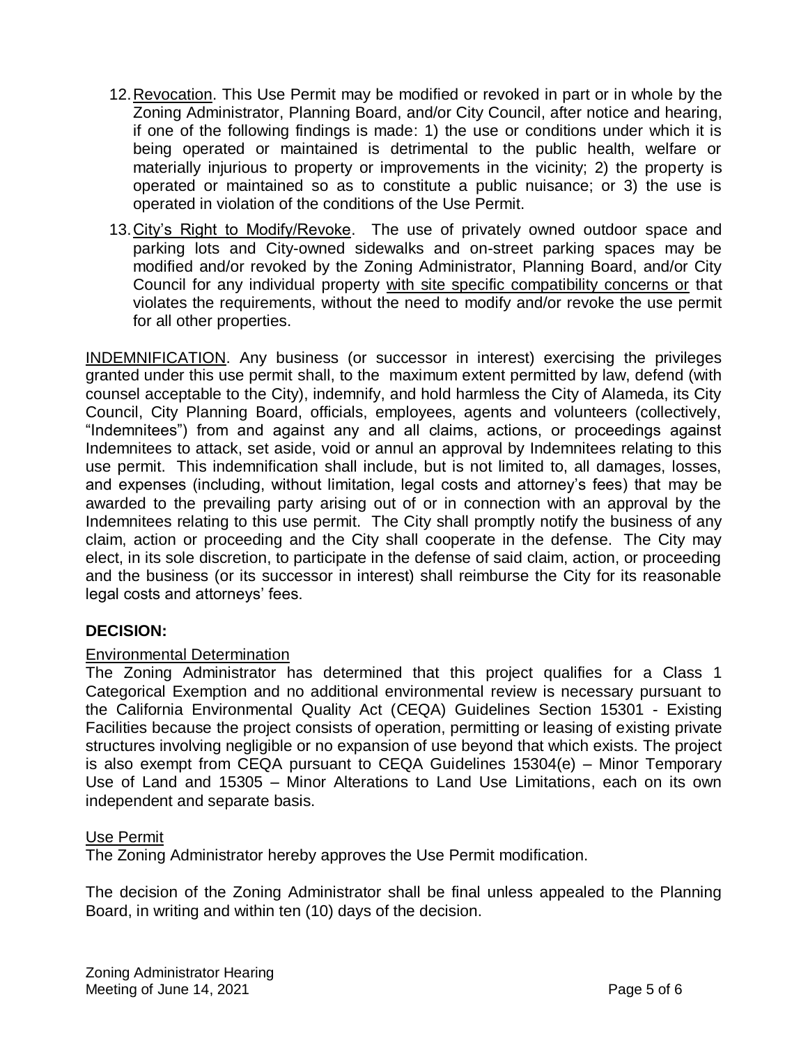12. Revocation. This Use Permit may be modified or revoked in part or in whole by the Zoning Administrator, Planning Board, and/or City Council, after notice and hearing, if one of the following findings is made: 1) the use or conditions under which it is being operated or maintained is detrimental to the public health, welfare or materially injurious to property or improvements in the vicinity; 2) the property is operated or maintained so as to constitute a public nuisance; or 3) the use is operated in violation of the conditions of the Use Permit.

13. City's Right to Modify/Revoke. The use of privately owned outdoor space and parking lots and City-owned sidewalks and on-street parking spaces may be modified and/or revoked by the Zoning Administrator, Planning Board, and/or City Council for any individual property with site specific compatibility concerns or that violates the requirements, without the need to modify and/or revoke the use permit for all other properties.

INDEMNIFICATION. Any business (or successor in interest) exercising the privileges granted under this use permit shall, to the maximum extent permitted by law, defend (with counsel acceptable to the City), indemnify, and hold harmless the City of Alameda, its City Council, City Planning Board, officials, employees, agents and volunteers (collectively, "Indemnitees") from and against any and all claims, actions, or proceedings against Indemnitees to attack, set aside, void or annul an approval by Indemnitees relating to this use permit. This indemnification shall include, but is not limited to, all damages, losses, and expenses (including, without limitation, legal costs and attorney's fees) that may be awarded to the prevailing party arising out of or in connection with an approval by the Indemnitees relating to this use permit. The City shall promptly notify the business of any claim, action or proceeding and the City shall cooperate in the defense. The City may elect, in its sole discretion, to participate in the defense of said claim, action, or proceeding and the business (or its successor in interest) shall reimburse the City for its reasonable legal costs and attorneys' fees.

## DECISION:

### Environmental Determination

The Zoning Administrator has determined that this project qualifies for a Class 1 Categorical Exemption and no additional environmental review is necessary pursuant to the California Environmental Quality Act (CEQA) Guidelines Section 15301 - Existing Facilities because the project consists of operation, permitting or leasing of existing private structures involving negligible or no expansion of use beyond that which exists. The project is also exempt from CEQA pursuant to CEQA Guidelines 15304(e) – Minor Temporary Use of Land and 15305 – Minor Alterations to Land Use Limitations, each on its own independent and separate basis.

### Use Permit

The Zoning Administrator hereby approves the Use Permit modification.

The decision of the Zoning Administrator shall be final unless appealed to the Planning Board, in writing and within ten (10) days of the decision.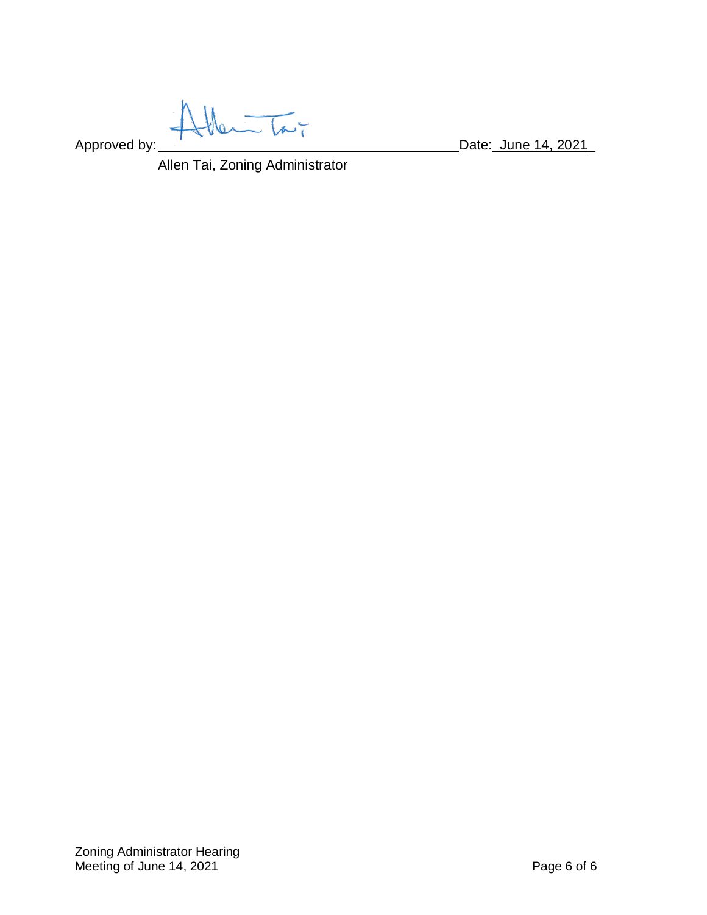Approved by: ________________________________ Date: June 14, 2021

Allen Tai, Zoning Administrator